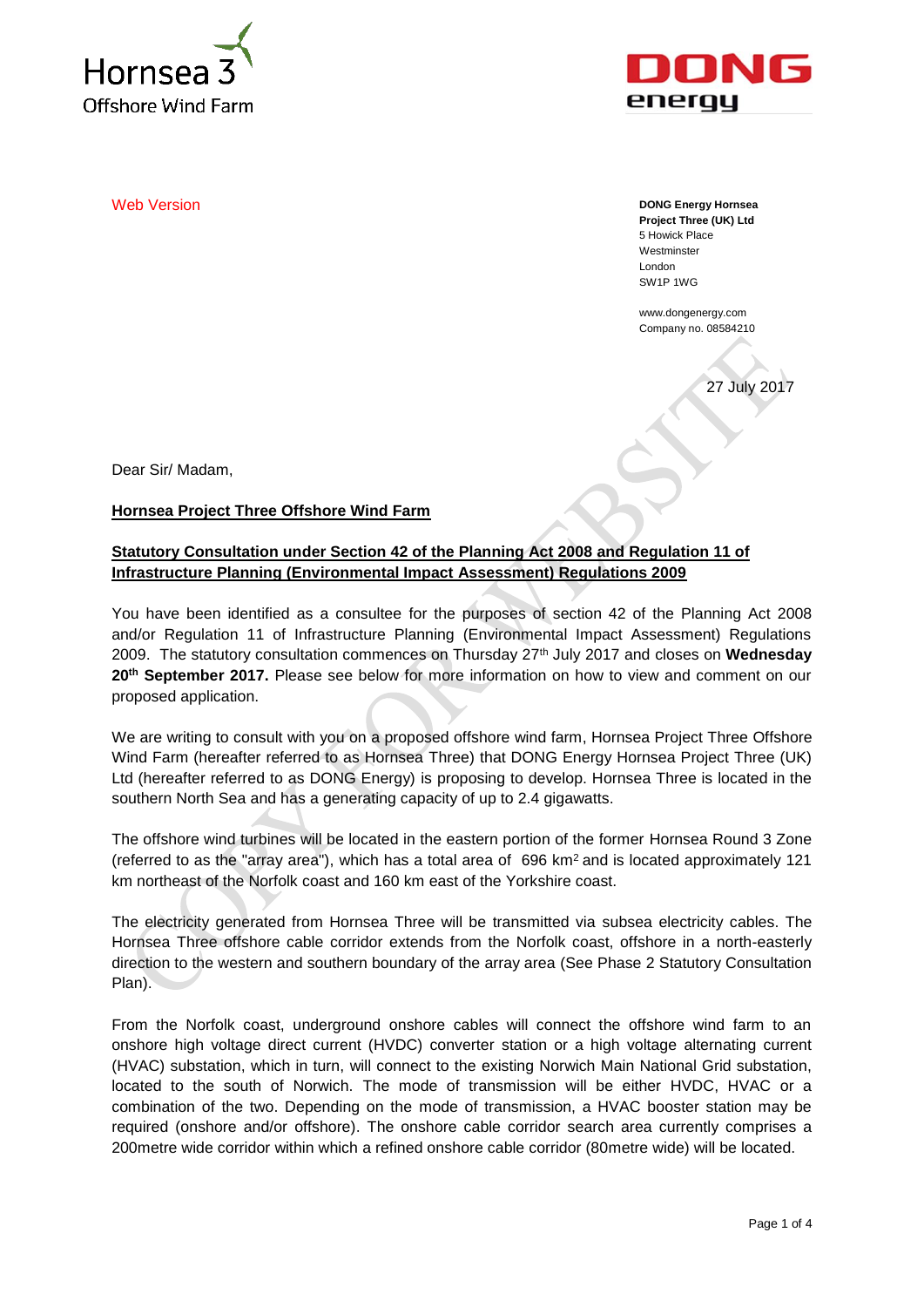Hornsea 3 Offshore Wind Farm

DONG energy

Web Version

**DONG Energy Hornsea Project Three (UK) Ltd**
5 Howick Place
Westminster
London
SW1P 1WG

www.dongenergy.com
Company no. 08584210

27 July 2017

Dear Sir/ Madam,

**Hornsea Project Three Offshore Wind Farm**

**Statutory Consultation under Section 42 of the Planning Act 2008 and Regulation 11 of Infrastructure Planning (Environmental Impact Assessment) Regulations 2009**

You have been identified as a consultee for the purposes of section 42 of the Planning Act 2008 and/or Regulation 11 of Infrastructure Planning (Environmental Impact Assessment) Regulations 2009. The statutory consultation commences on Thursday 27th July 2017 and closes on **Wednesday 20th September 2017.** Please see below for more information on how to view and comment on our proposed application.

We are writing to consult with you on a proposed offshore wind farm, Hornsea Project Three Offshore Wind Farm (hereafter referred to as Hornsea Three) that DONG Energy Hornsea Project Three (UK) Ltd (hereafter referred to as DONG Energy) is proposing to develop. Hornsea Three is located in the southern North Sea and has a generating capacity of up to 2.4 gigawatts.

The offshore wind turbines will be located in the eastern portion of the former Hornsea Round 3 Zone (referred to as the "array area"), which has a total area of 696 km² and is located approximately 121 km northeast of the Norfolk coast and 160 km east of the Yorkshire coast.

The electricity generated from Hornsea Three will be transmitted via subsea electricity cables. The Hornsea Three offshore cable corridor extends from the Norfolk coast, offshore in a north-easterly direction to the western and southern boundary of the array area (See Phase 2 Statutory Consultation Plan).

From the Norfolk coast, underground onshore cables will connect the offshore wind farm to an onshore high voltage direct current (HVDC) converter station or a high voltage alternating current (HVAC) substation, which in turn, will connect to the existing Norwich Main National Grid substation, located to the south of Norwich. The mode of transmission will be either HVDC, HVAC or a combination of the two. Depending on the mode of transmission, a HVAC booster station may be required (onshore and/or offshore). The onshore cable corridor search area currently comprises a 200metre wide corridor within which a refined onshore cable corridor (80metre wide) will be located.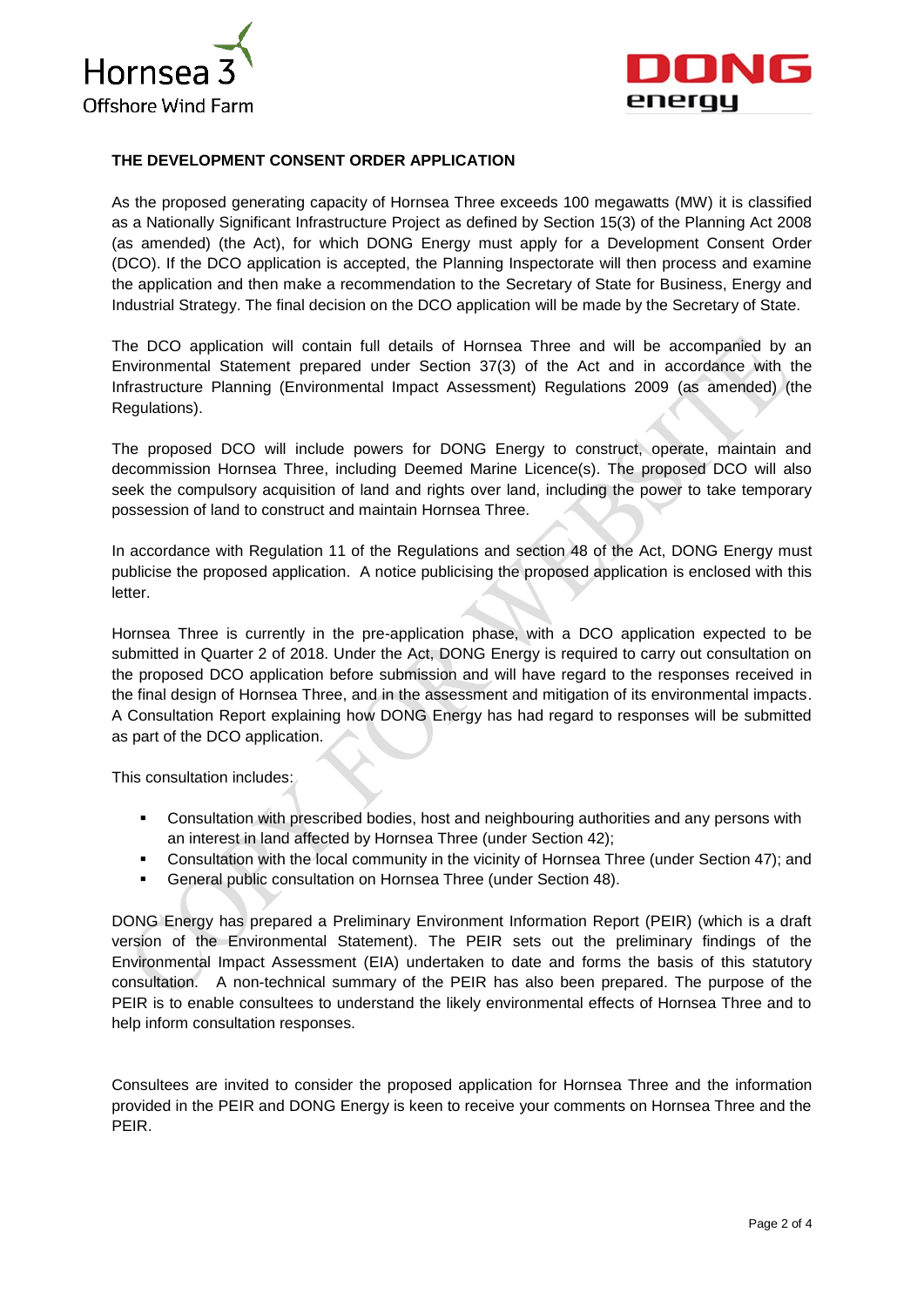**THE DEVELOPMENT CONSENT ORDER APPLICATION**

As the proposed generating capacity of Hornsea Three exceeds 100 megawatts (MW) it is classified as a Nationally Significant Infrastructure Project as defined by Section 15(3) of the Planning Act 2008 (as amended) (the Act), for which DONG Energy must apply for a Development Consent Order (DCO). If the DCO application is accepted, the Planning Inspectorate will then process and examine the application and then make a recommendation to the Secretary of State for Business, Energy and Industrial Strategy. The final decision on the DCO application will be made by the Secretary of State.

The DCO application will contain full details of Hornsea Three and will be accompanied by an Environmental Statement prepared under Section 37(3) of the Act and in accordance with the Infrastructure Planning (Environmental Impact Assessment) Regulations 2009 (as amended) (the Regulations).

The proposed DCO will include powers for DONG Energy to construct, operate, maintain and decommission Hornsea Three, including Deemed Marine Licence(s). The proposed DCO will also seek the compulsory acquisition of land and rights over land, including the power to take temporary possession of land to construct and maintain Hornsea Three.

In accordance with Regulation 11 of the Regulations and section 48 of the Act, DONG Energy must publicise the proposed application. A notice publicising the proposed application is enclosed with this letter.

Hornsea Three is currently in the pre-application phase, with a DCO application expected to be submitted in Quarter 2 of 2018. Under the Act, DONG Energy is required to carry out consultation on the proposed DCO application before submission and will have regard to the responses received in the final design of Hornsea Three, and in the assessment and mitigation of its environmental impacts. A Consultation Report explaining how DONG Energy has had regard to responses will be submitted as part of the DCO application.

This consultation includes:

- Consultation with prescribed bodies, host and neighbouring authorities and any persons with an interest in land affected by Hornsea Three (under Section 42);
- Consultation with the local community in the vicinity of Hornsea Three (under Section 47); and
- General public consultation on Hornsea Three (under Section 48).

DONG Energy has prepared a Preliminary Environment Information Report (PEIR) (which is a draft version of the Environmental Statement). The PEIR sets out the preliminary findings of the Environmental Impact Assessment (EIA) undertaken to date and forms the basis of this statutory consultation. A non-technical summary of the PEIR has also been prepared. The purpose of the PEIR is to enable consultees to understand the likely environmental effects of Hornsea Three and to help inform consultation responses.

Consultees are invited to consider the proposed application for Hornsea Three and the information provided in the PEIR and DONG Energy is keen to receive your comments on Hornsea Three and the PEIR.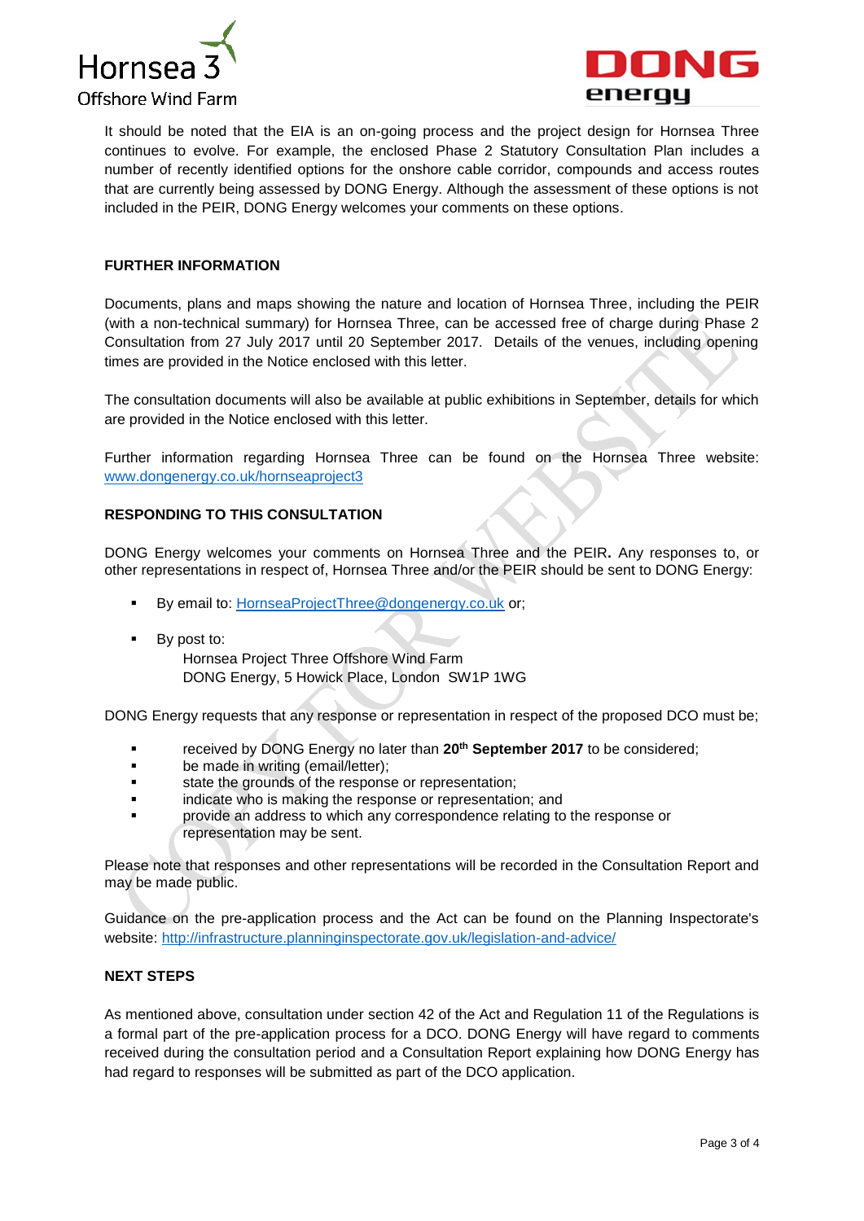It should be noted that the EIA is an on-going process and the project design for Hornsea Three continues to evolve. For example, the enclosed Phase 2 Statutory Consultation Plan includes a number of recently identified options for the onshore cable corridor, compounds and access routes that are currently being assessed by DONG Energy. Although the assessment of these options is not included in the PEIR, DONG Energy welcomes your comments on these options.

**FURTHER INFORMATION**

Documents, plans and maps showing the nature and location of Hornsea Three, including the PEIR (with a non-technical summary) for Hornsea Three, can be accessed free of charge during Phase 2 Consultation from 27 July 2017 until 20 September 2017. Details of the venues, including opening times are provided in the Notice enclosed with this letter.

The consultation documents will also be available at public exhibitions in September, details for which are provided in the Notice enclosed with this letter.

Further information regarding Hornsea Three can be found on the Hornsea Three website: www.dongenergy.co.uk/hornseaproject3

**RESPONDING TO THIS CONSULTATION**

DONG Energy welcomes your comments on Hornsea Three and the PEIR**.** Any responses to, or other representations in respect of, Hornsea Three and/or the PEIR should be sent to DONG Energy:

- By email to: HornseaProjectThree@dongenergy.co.uk or;
- By post to:
  Hornsea Project Three Offshore Wind Farm
  DONG Energy, 5 Howick Place, London SW1P 1WG

DONG Energy requests that any response or representation in respect of the proposed DCO must be;

- received by DONG Energy no later than **20th September 2017** to be considered;
- be made in writing (email/letter);
- state the grounds of the response or representation;
- indicate who is making the response or representation; and
- provide an address to which any correspondence relating to the response or representation may be sent.

Please note that responses and other representations will be recorded in the Consultation Report and may be made public.

Guidance on the pre-application process and the Act can be found on the Planning Inspectorate's website: http://infrastructure.planninginspectorate.gov.uk/legislation-and-advice/

**NEXT STEPS**

As mentioned above, consultation under section 42 of the Act and Regulation 11 of the Regulations is a formal part of the pre-application process for a DCO. DONG Energy will have regard to comments received during the consultation period and a Consultation Report explaining how DONG Energy has had regard to responses will be submitted as part of the DCO application.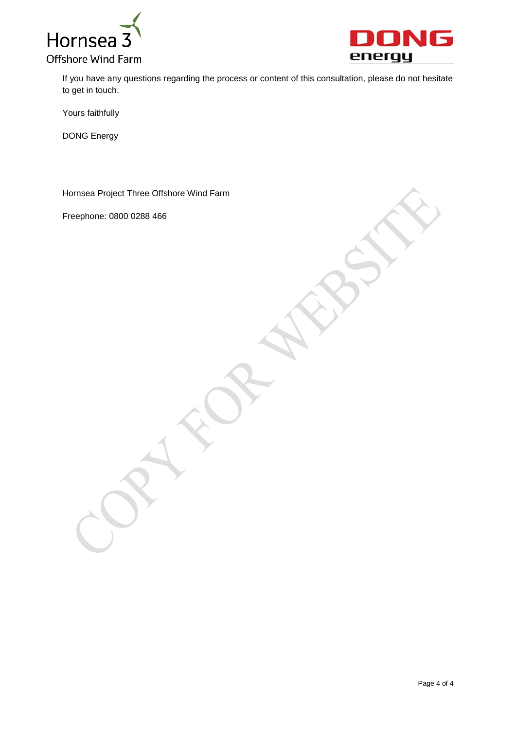If you have any questions regarding the process or content of this consultation, please do not hesitate to get in touch.

Yours faithfully

DONG Energy

Hornsea Project Three Offshore Wind Farm

Freephone: 0800 0288 466